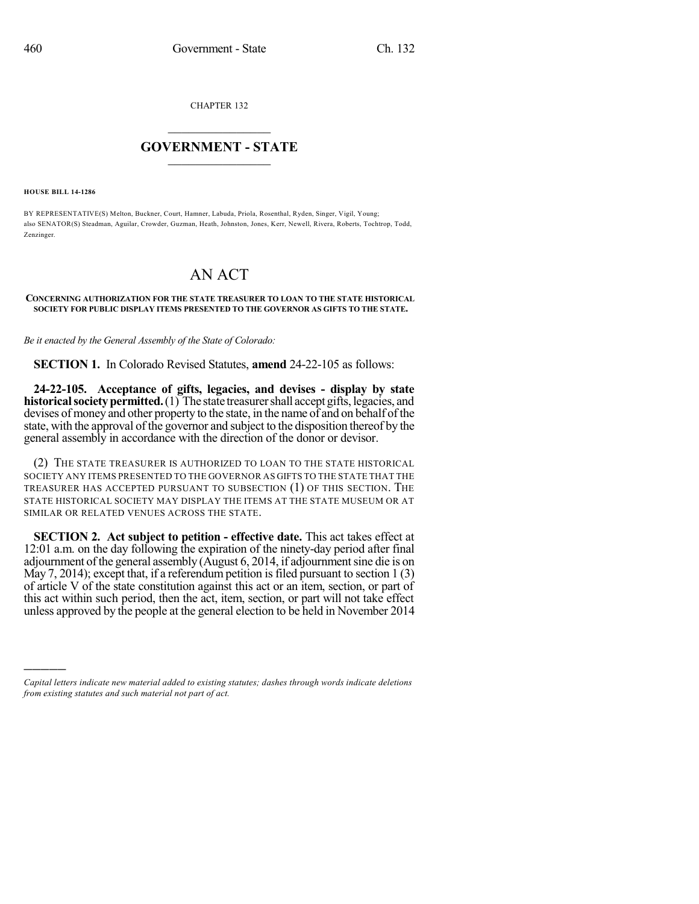CHAPTER 132

# GOVERNMENT - STATE

**HOUSE BILL 14-1286**

BY REPRESENTATIVE(S) Melton, Buckner, Court, Hamner, Labuda, Priola, Rosenthal, Ryden, Singer, Vigil, Young; also SENATOR(S) Steadman, Aguilar, Crowder, Guzman, Heath, Johnston, Jones, Kerr, Newell, Rivera, Roberts, Tochtrop, Todd, Zenzinger.

# AN ACT

**CONCERNING AUTHORIZATION FOR THE STATE TREASURER TO LOAN TO THE STATE HISTORICAL SOCIETY FOR PUBLIC DISPLAY ITEMS PRESENTED TO THE GOVERNOR AS GIFTS TO THE STATE.**

*Be it enacted by the General Assembly of the State of Colorado:*

**SECTION 1.** In Colorado Revised Statutes, **amend** 24-22-105 as follows:

**24-22-105. Acceptance of gifts, legacies, and devises - display by state historical society permitted.** (1) The state treasurer shall accept gifts, legacies, and devises of money and other property to the state, in the name of and on behalf of the state, with the approval of the governor and subject to the disposition thereof by the general assembly in accordance with the direction of the donor or devisor.

(2) THE STATE TREASURER IS AUTHORIZED TO LOAN TO THE STATE HISTORICAL SOCIETY ANY ITEMS PRESENTED TO THE GOVERNOR AS GIFTS TO THE STATE THAT THE TREASURER HAS ACCEPTED PURSUANT TO SUBSECTION (1) OF THIS SECTION. THE STATE HISTORICAL SOCIETY MAY DISPLAY THE ITEMS AT THE STATE MUSEUM OR AT SIMILAR OR RELATED VENUES ACROSS THE STATE.

**SECTION 2. Act subject to petition - effective date.** This act takes effect at 12:01 a.m. on the day following the expiration of the ninety-day period after final adjournment of the general assembly (August 6, 2014, if adjournment sine die is on May 7, 2014); except that, if a referendum petition is filed pursuant to section 1 (3) of article V of the state constitution against this act or an item, section, or part of this act within such period, then the act, item, section, or part will not take effect unless approved by the people at the general election to be held in November 2014

*Capital letters indicate new material added to existing statutes; dashes through words indicate deletions from existing statutes and such material not part of act.*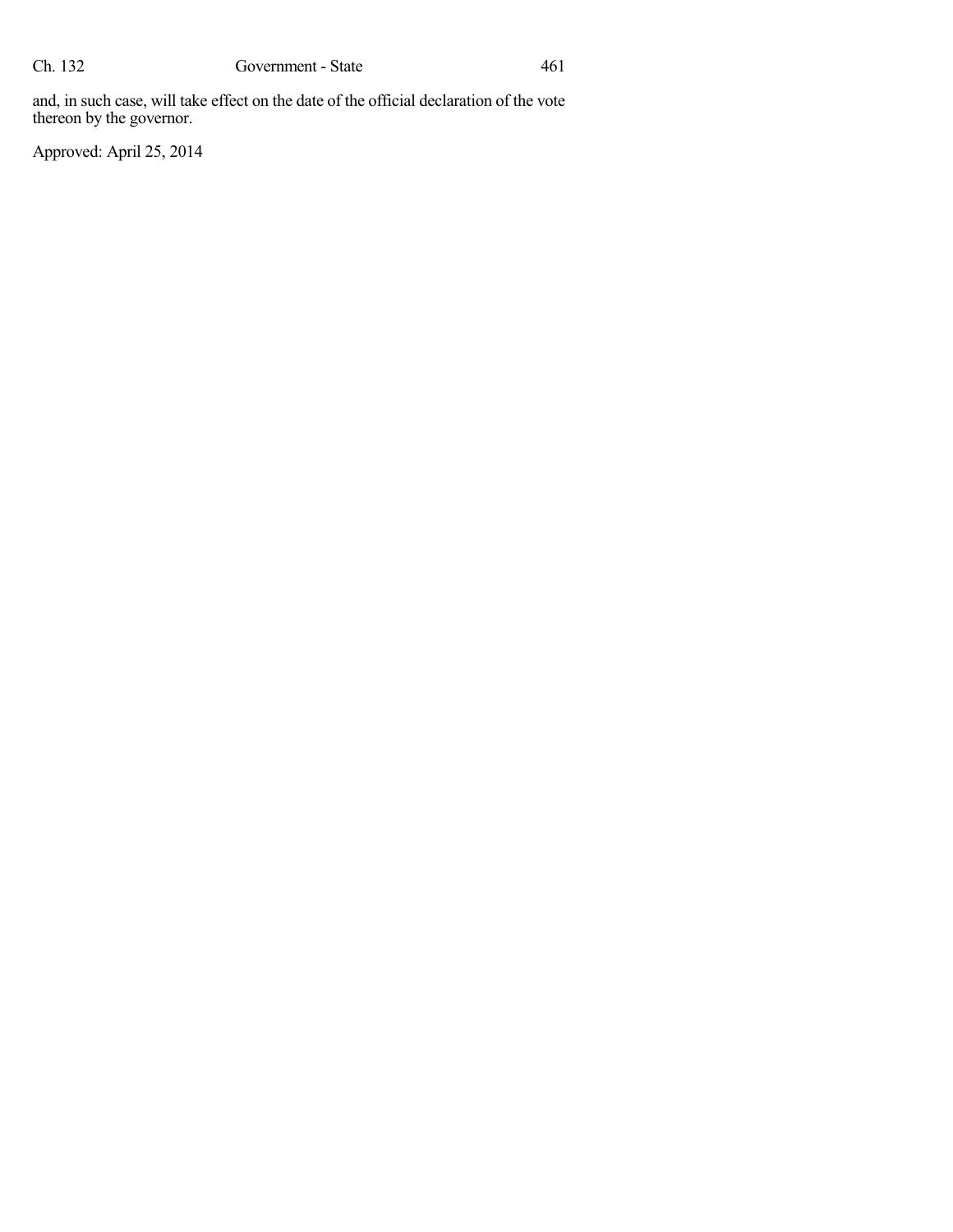and, in such case, will take effect on the date of the official declaration of the vote thereon by the governor.

Approved: April 25, 2014